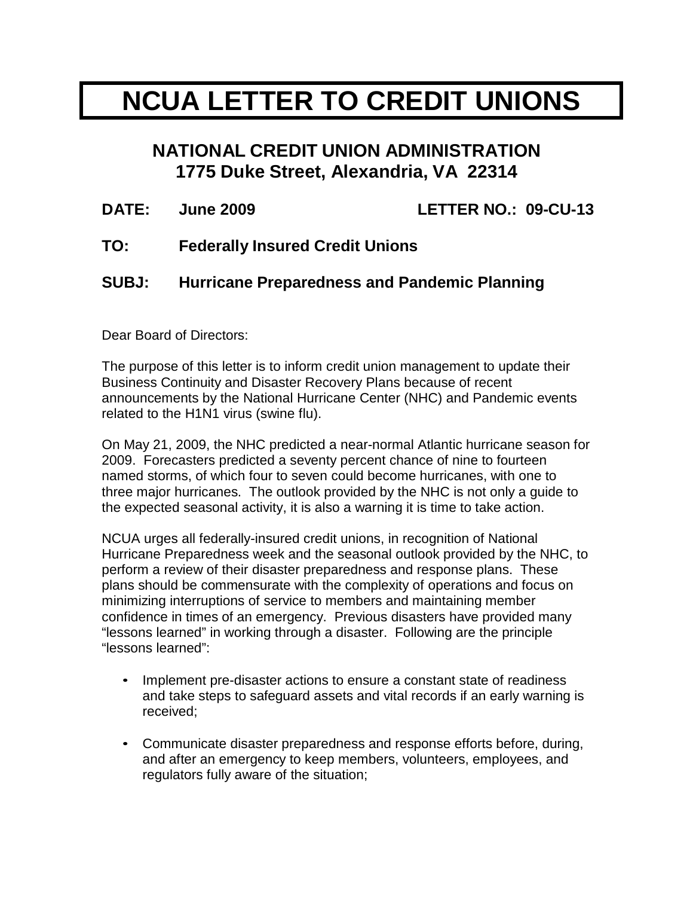# NCUA LETTER TO CREDIT UNIONS

## NATIONAL CREDIT UNION ADMINISTRATION
## 1775 Duke Street, Alexandria, VA 22314

**DATE:** **June 2009** **LETTER NO.: 09-CU-13**

**TO:** **Federally Insured Credit Unions**

**SUBJ:** **Hurricane Preparedness and Pandemic Planning**

Dear Board of Directors:

The purpose of this letter is to inform credit union management to update their Business Continuity and Disaster Recovery Plans because of recent announcements by the National Hurricane Center (NHC) and Pandemic events related to the H1N1 virus (swine flu).

On May 21, 2009, the NHC predicted a near-normal Atlantic hurricane season for 2009. Forecasters predicted a seventy percent chance of nine to fourteen named storms, of which four to seven could become hurricanes, with one to three major hurricanes. The outlook provided by the NHC is not only a guide to the expected seasonal activity, it is also a warning it is time to take action.

NCUA urges all federally-insured credit unions, in recognition of National Hurricane Preparedness week and the seasonal outlook provided by the NHC, to perform a review of their disaster preparedness and response plans. These plans should be commensurate with the complexity of operations and focus on minimizing interruptions of service to members and maintaining member confidence in times of an emergency. Previous disasters have provided many "lessons learned" in working through a disaster. Following are the principle "lessons learned":

- Implement pre-disaster actions to ensure a constant state of readiness and take steps to safeguard assets and vital records if an early warning is received;
- Communicate disaster preparedness and response efforts before, during, and after an emergency to keep members, volunteers, employees, and regulators fully aware of the situation;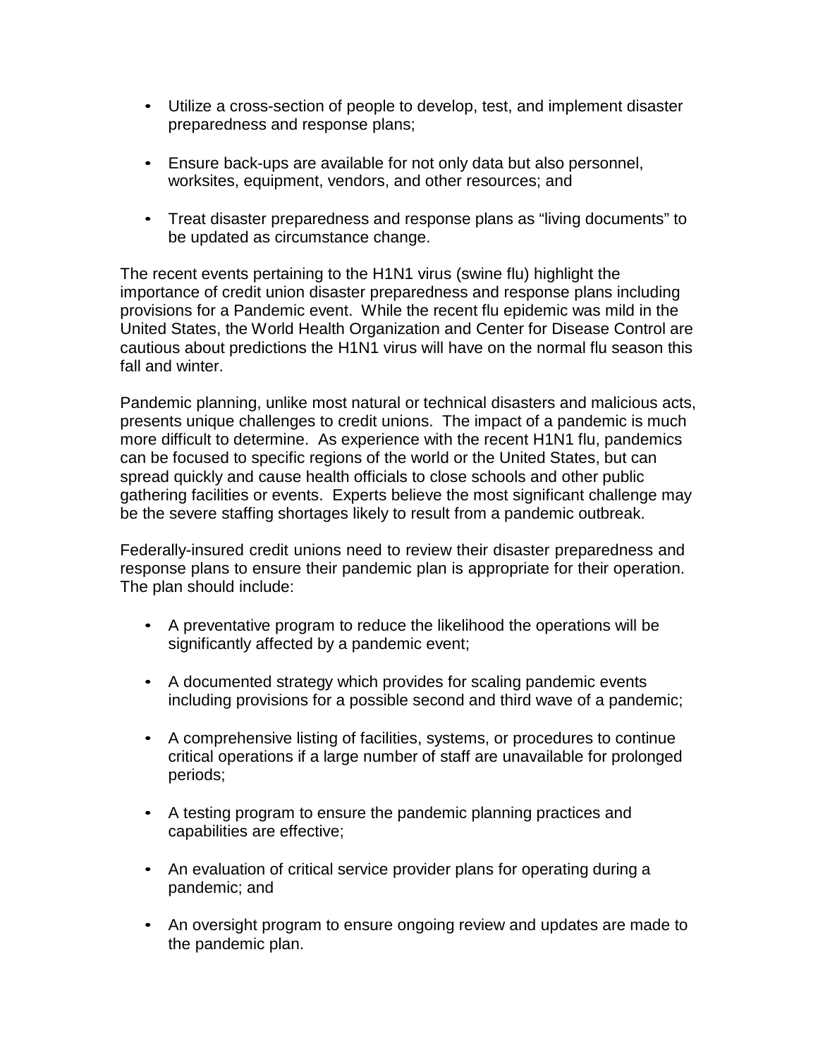- Utilize a cross-section of people to develop, test, and implement disaster preparedness and response plans;
- Ensure back-ups are available for not only data but also personnel, worksites, equipment, vendors, and other resources; and
- Treat disaster preparedness and response plans as "living documents" to be updated as circumstance change.

The recent events pertaining to the H1N1 virus (swine flu) highlight the importance of credit union disaster preparedness and response plans including provisions for a Pandemic event. While the recent flu epidemic was mild in the United States, the World Health Organization and Center for Disease Control are cautious about predictions the H1N1 virus will have on the normal flu season this fall and winter.

Pandemic planning, unlike most natural or technical disasters and malicious acts, presents unique challenges to credit unions. The impact of a pandemic is much more difficult to determine. As experience with the recent H1N1 flu, pandemics can be focused to specific regions of the world or the United States, but can spread quickly and cause health officials to close schools and other public gathering facilities or events. Experts believe the most significant challenge may be the severe staffing shortages likely to result from a pandemic outbreak.

Federally-insured credit unions need to review their disaster preparedness and response plans to ensure their pandemic plan is appropriate for their operation. The plan should include:

- A preventative program to reduce the likelihood the operations will be significantly affected by a pandemic event;
- A documented strategy which provides for scaling pandemic events including provisions for a possible second and third wave of a pandemic;
- A comprehensive listing of facilities, systems, or procedures to continue critical operations if a large number of staff are unavailable for prolonged periods;
- A testing program to ensure the pandemic planning practices and capabilities are effective;
- An evaluation of critical service provider plans for operating during a pandemic; and
- An oversight program to ensure ongoing review and updates are made to the pandemic plan.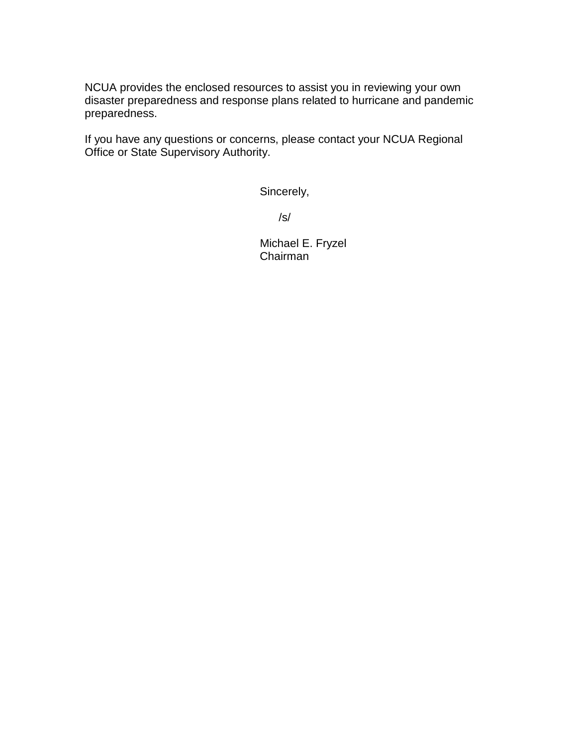NCUA provides the enclosed resources to assist you in reviewing your own disaster preparedness and response plans related to hurricane and pandemic preparedness.

If you have any questions or concerns, please contact your NCUA Regional Office or State Supervisory Authority.

Sincerely,

/s/

Michael E. Fryzel
Chairman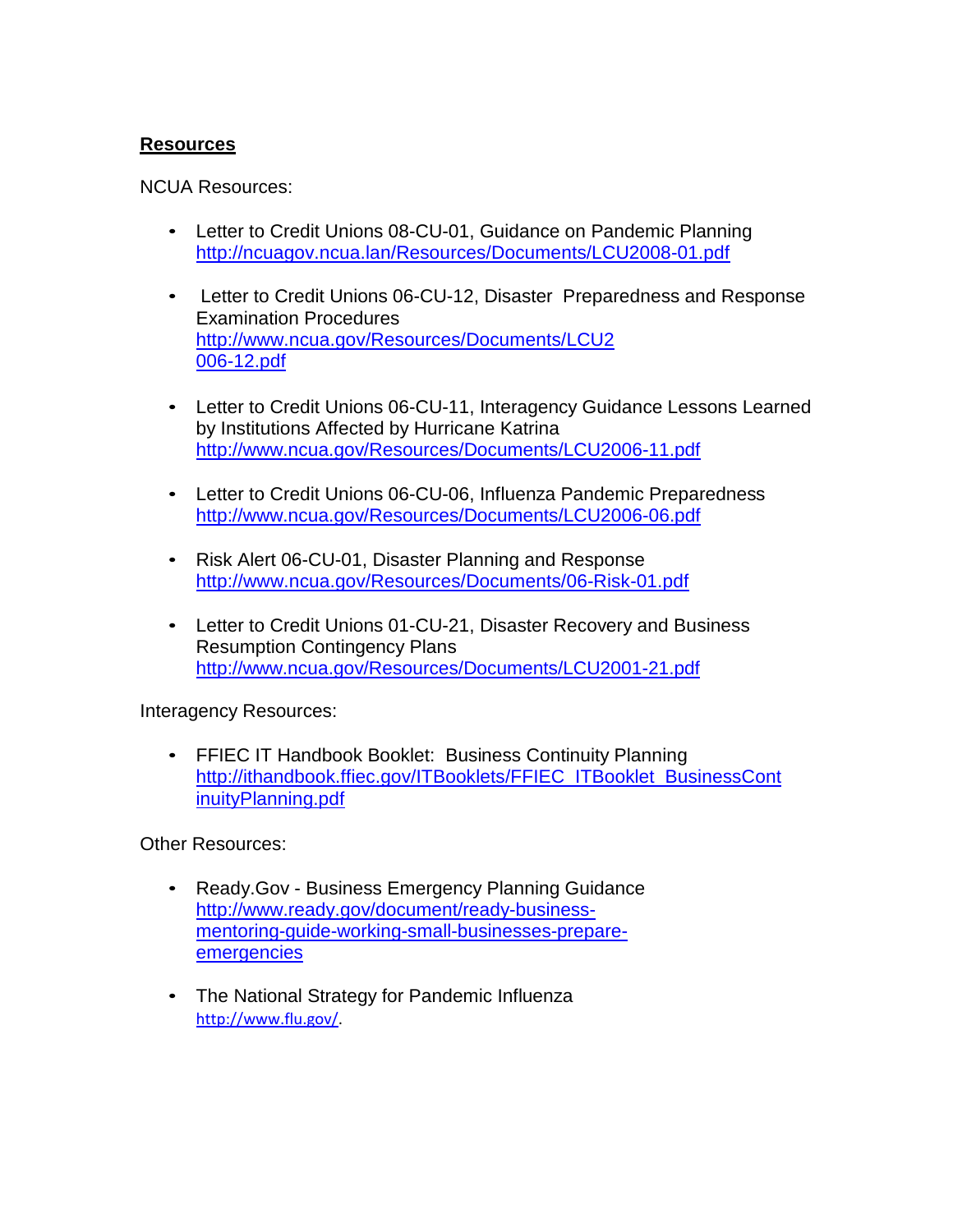## Resources

NCUA Resources:

- Letter to Credit Unions 08-CU-01, Guidance on Pandemic Planning
  http://ncuagov.ncua.lan/Resources/Documents/LCU2008-01.pdf

- Letter to Credit Unions 06-CU-12, Disaster Preparedness and Response Examination Procedures
  http://www.ncua.gov/Resources/Documents/LCU2006-12.pdf

- Letter to Credit Unions 06-CU-11, Interagency Guidance Lessons Learned by Institutions Affected by Hurricane Katrina
  http://www.ncua.gov/Resources/Documents/LCU2006-11.pdf

- Letter to Credit Unions 06-CU-06, Influenza Pandemic Preparedness
  http://www.ncua.gov/Resources/Documents/LCU2006-06.pdf

- Risk Alert 06-CU-01, Disaster Planning and Response
  http://www.ncua.gov/Resources/Documents/06-Risk-01.pdf

- Letter to Credit Unions 01-CU-21, Disaster Recovery and Business Resumption Contingency Plans
  http://www.ncua.gov/Resources/Documents/LCU2001-21.pdf

Interagency Resources:

- FFIEC IT Handbook Booklet: Business Continuity Planning
  http://ithandbook.ffiec.gov/ITBooklets/FFIEC_ITBooklet_BusinessContinuityPlanning.pdf

Other Resources:

- Ready.Gov - Business Emergency Planning Guidance
  http://www.ready.gov/document/ready-business-mentoring-guide-working-small-businesses-prepare-emergencies

- The National Strategy for Pandemic Influenza
  http://www.flu.gov/.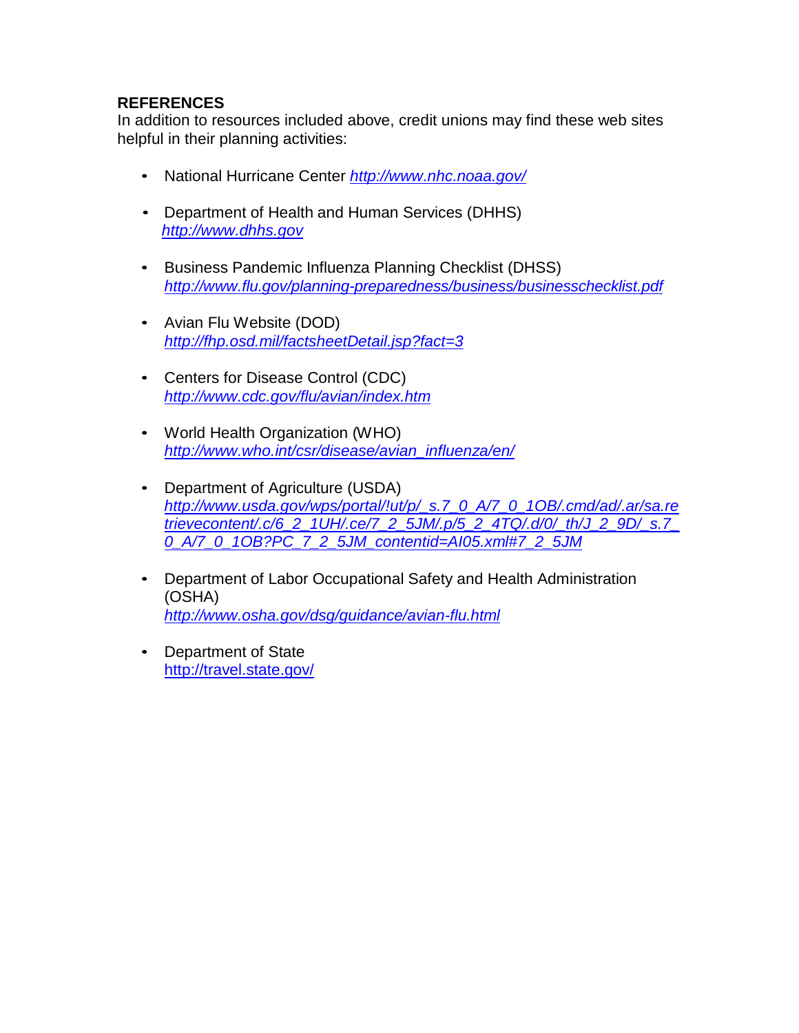**REFERENCES**

In addition to resources included above, credit unions may find these web sites helpful in their planning activities:

- National Hurricane Center *http://www.nhc.noaa.gov/*
- Department of Health and Human Services (DHHS) *http://www.dhhs.gov*
- Business Pandemic Influenza Planning Checklist (DHSS) *http://www.flu.gov/planning-preparedness/business/businesschecklist.pdf*
- Avian Flu Website (DOD) *http://fhp.osd.mil/factsheetDetail.jsp?fact=3*
- Centers for Disease Control (CDC) *http://www.cdc.gov/flu/avian/index.htm*
- World Health Organization (WHO) *http://www.who.int/csr/disease/avian_influenza/en/*
- Department of Agriculture (USDA) *http://www.usda.gov/wps/portal/!ut/p/_s.7_0_A/7_0_1OB/.cmd/ad/.ar/sa.retrievecontent/.c/6_2_1UH/.ce/7_2_5JM/.p/5_2_4TQ/.d/0/_th/J_2_9D/_s.7_0_A/7_0_1OB?PC_7_2_5JM_contentid=AI05.xml#7_2_5JM*
- Department of Labor Occupational Safety and Health Administration (OSHA) *http://www.osha.gov/dsg/guidance/avian-flu.html*
- Department of State http://travel.state.gov/